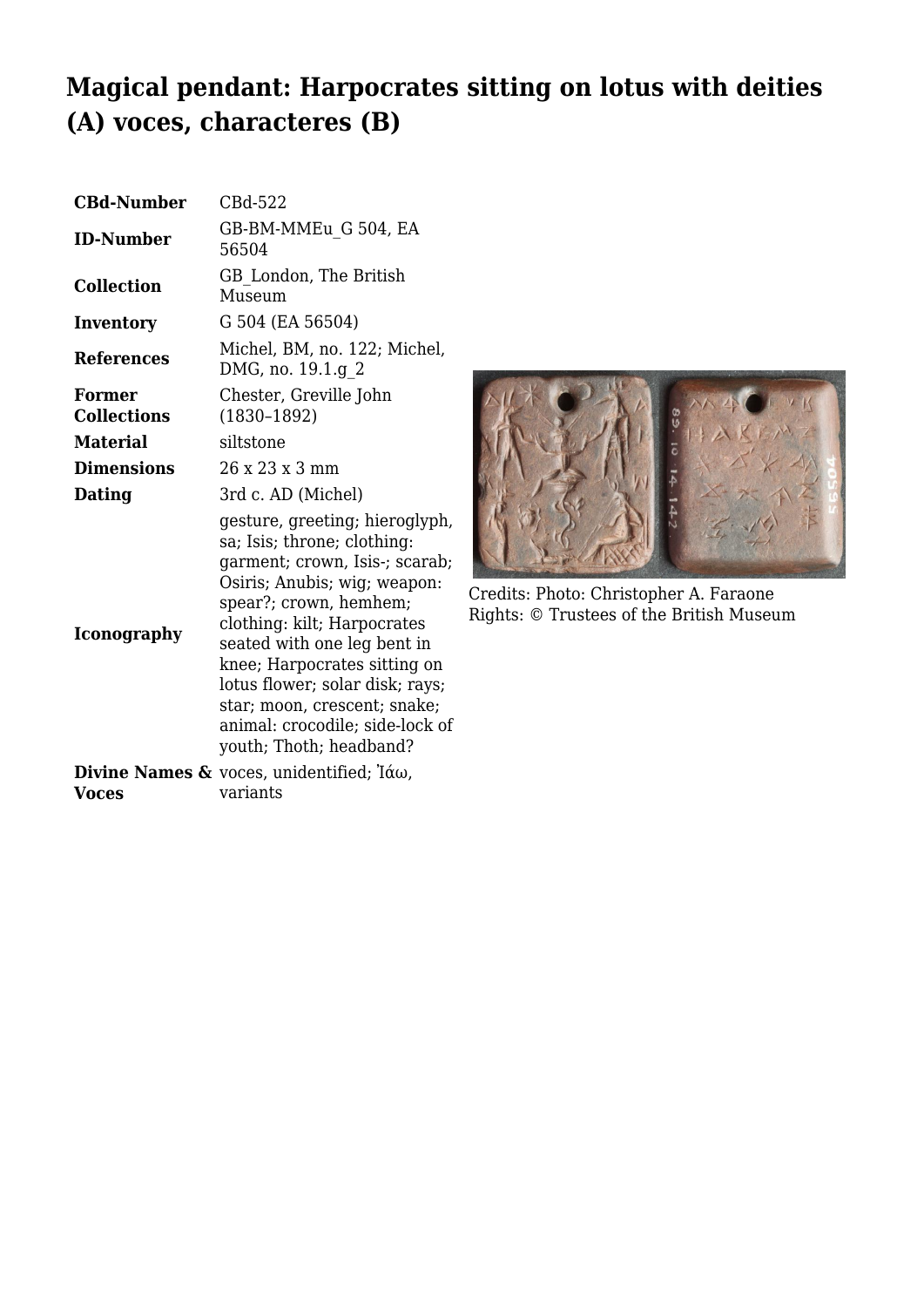# Magical pendant: Harpocrates sitting on lotus with deities (A) voces, characteres (B)

| | |
|---|---|
| **CBd-Number** | CBd-522 |
| **ID-Number** | GB-BM-MMEu_G 504, EA 56504 |
| **Collection** | GB_London, The British Museum |
| **Inventory** | G 504 (EA 56504) |
| **References** | Michel, BM, no. 122; Michel, DMG, no. 19.1.g_2 |
| **Former Collections** | Chester, Greville John (1830–1892) |
| **Material** | siltstone |
| **Dimensions** | 26 x 23 x 3 mm |
| **Dating** | 3rd c. AD (Michel) |
| **Iconography** | gesture, greeting; hieroglyph, sa; Isis; throne; clothing: garment; crown, Isis-; scarab; Osiris; Anubis; wig; weapon: spear?; crown, hemhem; clothing: kilt; Harpocrates seated with one leg bent in knee; Harpocrates sitting on lotus flower; solar disk; rays; star; moon, crescent; snake; animal: crocodile; side-lock of youth; Thoth; headband? |
| **Divine Names & Voces** | voces, unidentified; Ἰάω, variants |

Credits: Photo: Christopher A. Faraone
Rights: © Trustees of the British Museum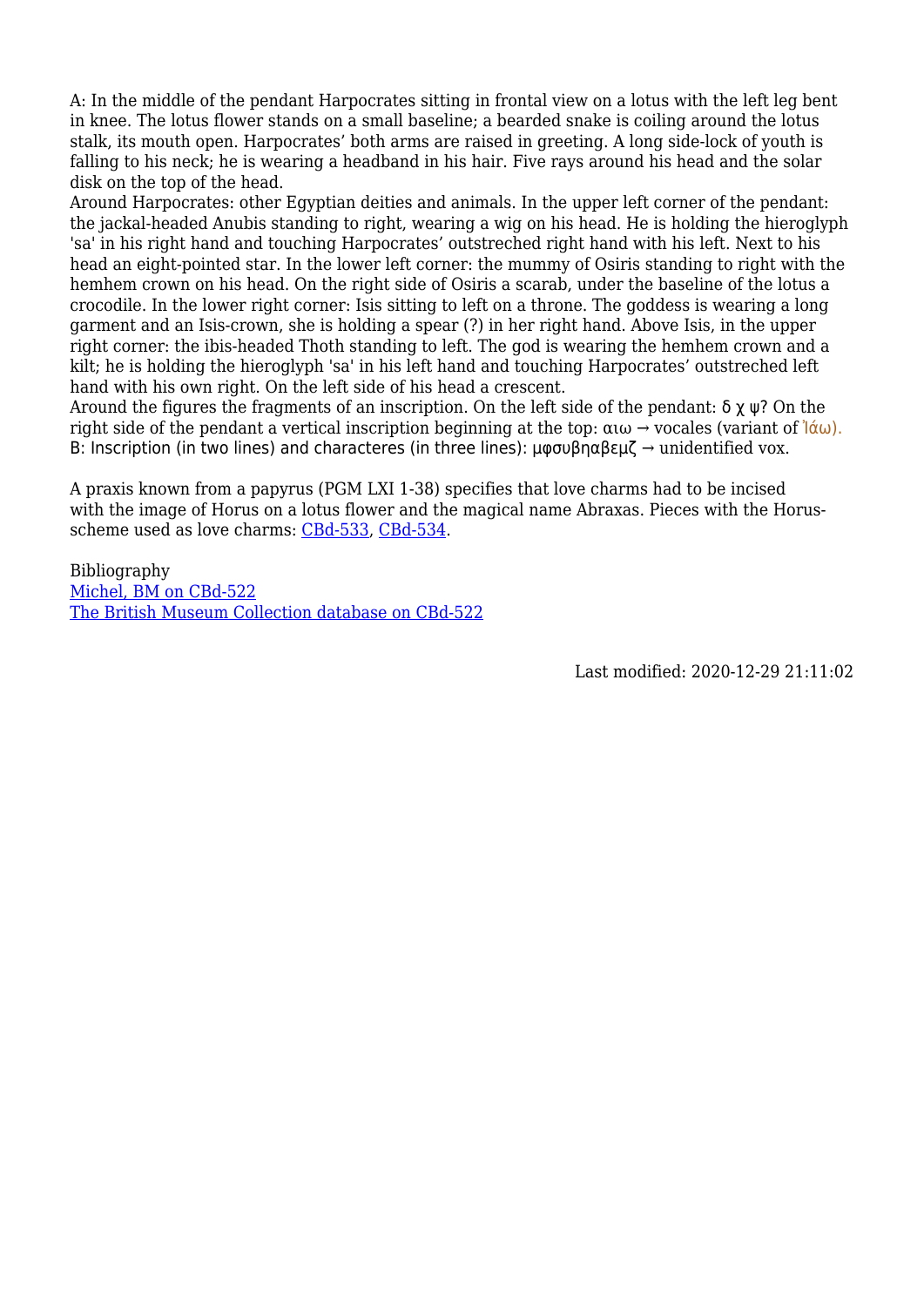A: In the middle of the pendant Harpocrates sitting in frontal view on a lotus with the left leg bent in knee. The lotus flower stands on a small baseline; a bearded snake is coiling around the lotus stalk, its mouth open. Harpocrates' both arms are raised in greeting. A long side-lock of youth is falling to his neck; he is wearing a headband in his hair. Five rays around his head and the solar disk on the top of the head.
Around Harpocrates: other Egyptian deities and animals. In the upper left corner of the pendant: the jackal-headed Anubis standing to right, wearing a wig on his head. He is holding the hieroglyph 'sa' in his right hand and touching Harpocrates' outstreched right hand with his left. Next to his head an eight-pointed star. In the lower left corner: the mummy of Osiris standing to right with the hemhem crown on his head. On the right side of Osiris a scarab, under the baseline of the lotus a crocodile. In the lower right corner: Isis sitting to left on a throne. The goddess is wearing a long garment and an Isis-crown, she is holding a spear (?) in her right hand. Above Isis, in the upper right corner: the ibis-headed Thoth standing to left. The god is wearing the hemhem crown and a kilt; he is holding the hieroglyph 'sa' in his left hand and touching Harpocrates' outstreched left hand with his own right. On the left side of his head a crescent.
Around the figures the fragments of an inscription. On the left side of the pendant: δ χ ψ? On the right side of the pendant a vertical inscription beginning at the top: αιω → vocales (variant of Ἰάω).
B: Inscription (in two lines) and characteres (in three lines): μφσυβηαβεμζ → unidentified vox.

A praxis known from a papyrus (PGM LXI 1-38) specifies that love charms had to be incised with the image of Horus on a lotus flower and the magical name Abraxas. Pieces with the Horus-scheme used as love charms: CBd-533, CBd-534.

Bibliography
Michel, BM on CBd-522
The British Museum Collection database on CBd-522

Last modified: 2020-12-29 21:11:02